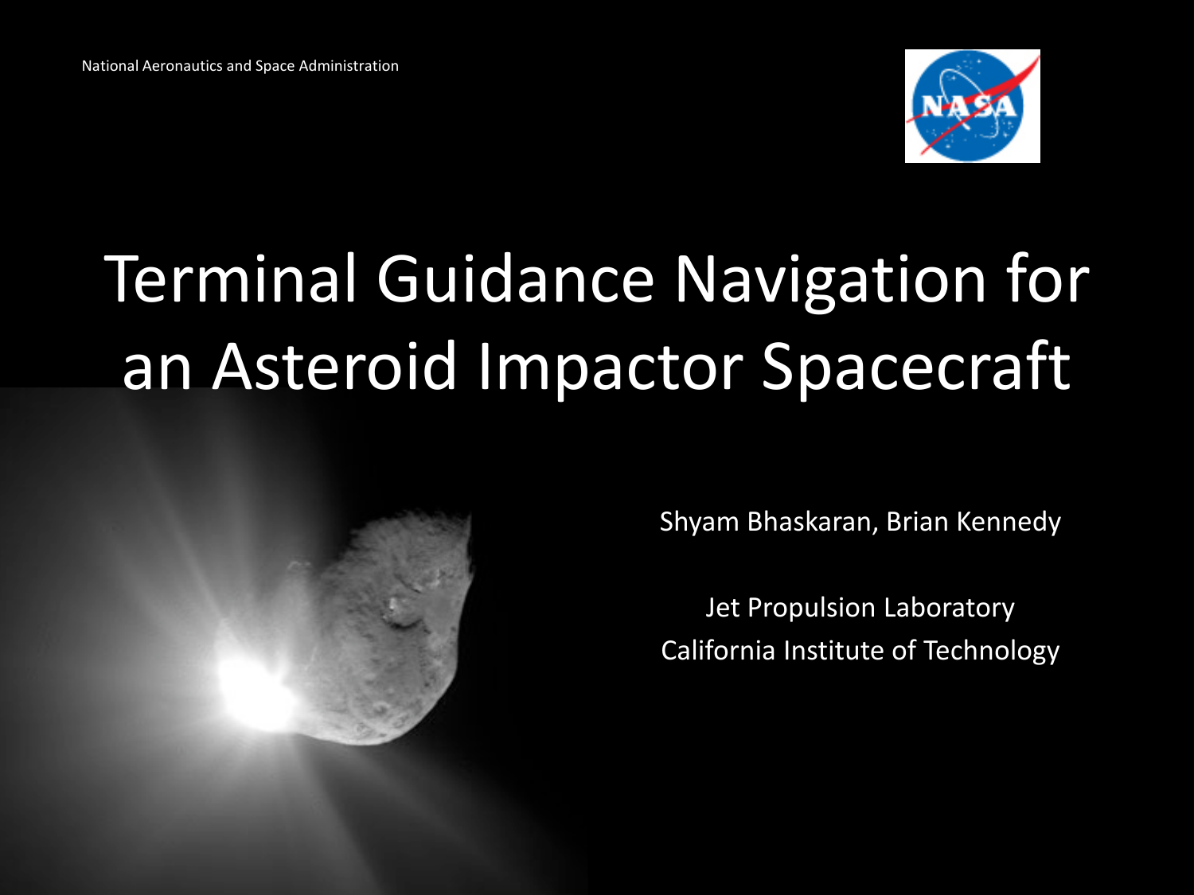National Aeronautics and Space Administration

# Terminal Guidance Navigation for an Asteroid Impactor Spacecraft

Shyam Bhaskaran, Brian Kennedy

Jet Propulsion Laboratory
California Institute of Technology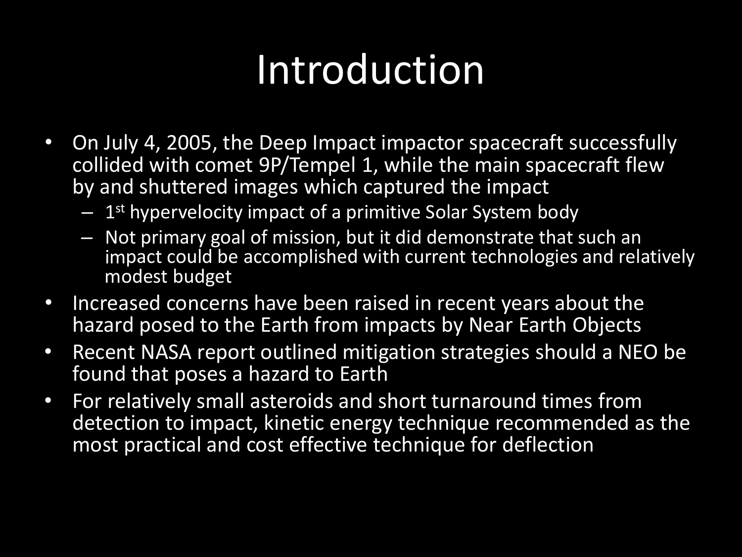# Introduction

- On July 4, 2005, the Deep Impact impactor spacecraft successfully collided with comet 9P/Tempel 1, while the main spacecraft flew by and shuttered images which captured the impact
  - 1st hypervelocity impact of a primitive Solar System body
  - Not primary goal of mission, but it did demonstrate that such an impact could be accomplished with current technologies and relatively modest budget
- Increased concerns have been raised in recent years about the hazard posed to the Earth from impacts by Near Earth Objects
- Recent NASA report outlined mitigation strategies should a NEO be found that poses a hazard to Earth
- For relatively small asteroids and short turnaround times from detection to impact, kinetic energy technique recommended as the most practical and cost effective technique for deflection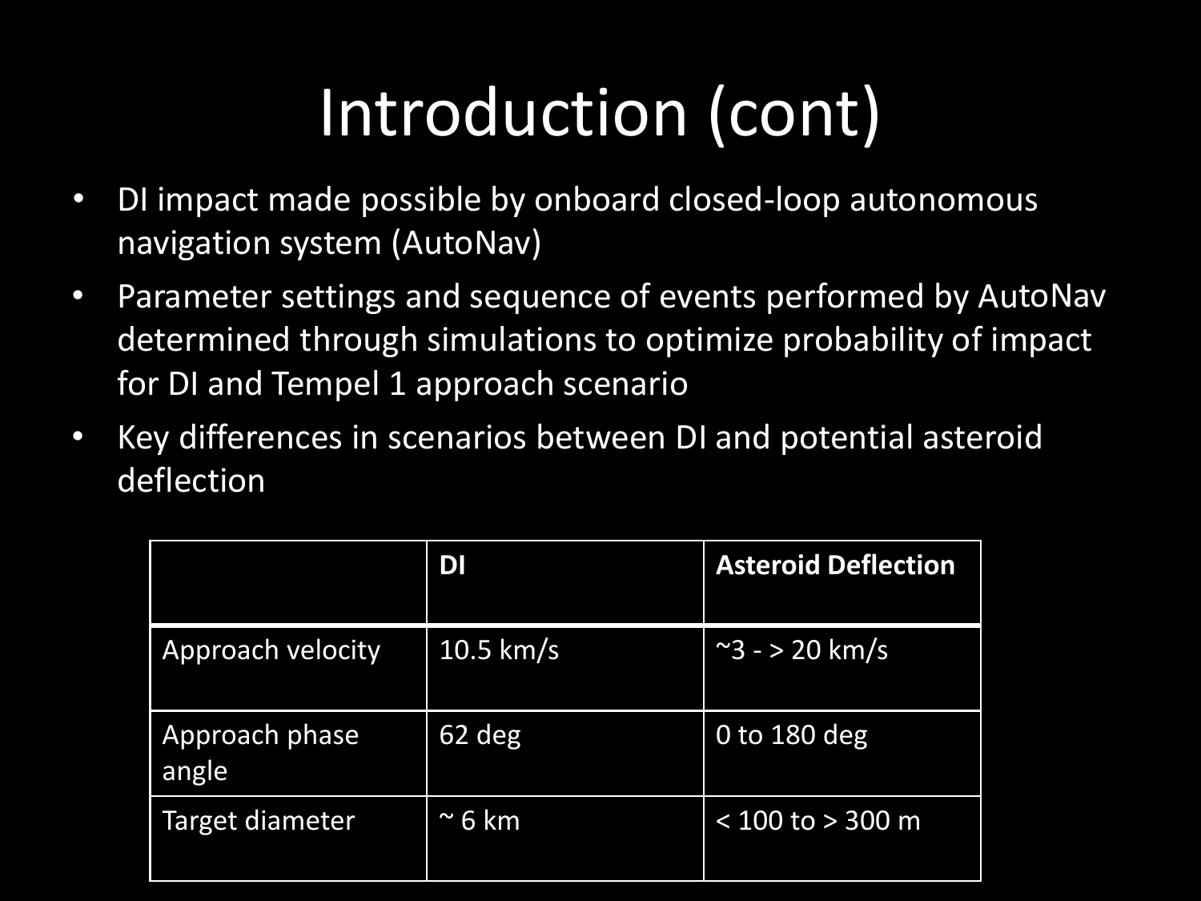# Introduction (cont)

- DI impact made possible by onboard closed-loop autonomous navigation system (AutoNav)
- Parameter settings and sequence of events performed by AutoNav determined through simulations to optimize probability of impact for DI and Tempel 1 approach scenario
- Key differences in scenarios between DI and potential asteroid deflection

| | **DI** | **Asteroid Deflection** |
|---|---|---|
| Approach velocity | 10.5 km/s | ~3 - > 20 km/s |
| Approach phase angle | 62 deg | 0 to 180 deg |
| Target diameter | ~ 6 km | < 100 to > 300 m |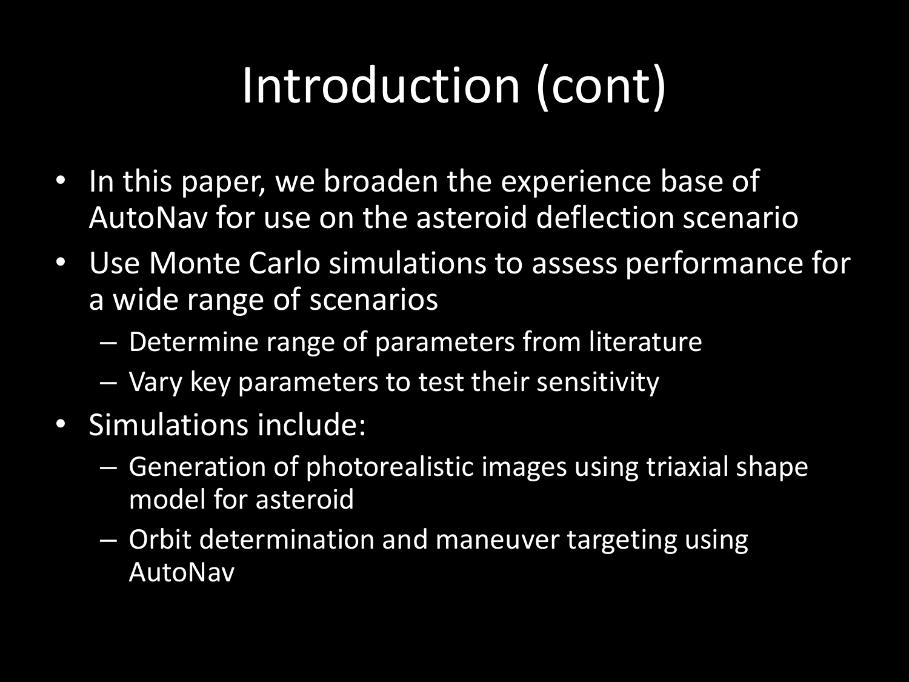# Introduction (cont)

- In this paper, we broaden the experience base of AutoNav for use on the asteroid deflection scenario
- Use Monte Carlo simulations to assess performance for a wide range of scenarios
  - Determine range of parameters from literature
  - Vary key parameters to test their sensitivity
- Simulations include:
  - Generation of photorealistic images using triaxial shape model for asteroid
  - Orbit determination and maneuver targeting using AutoNav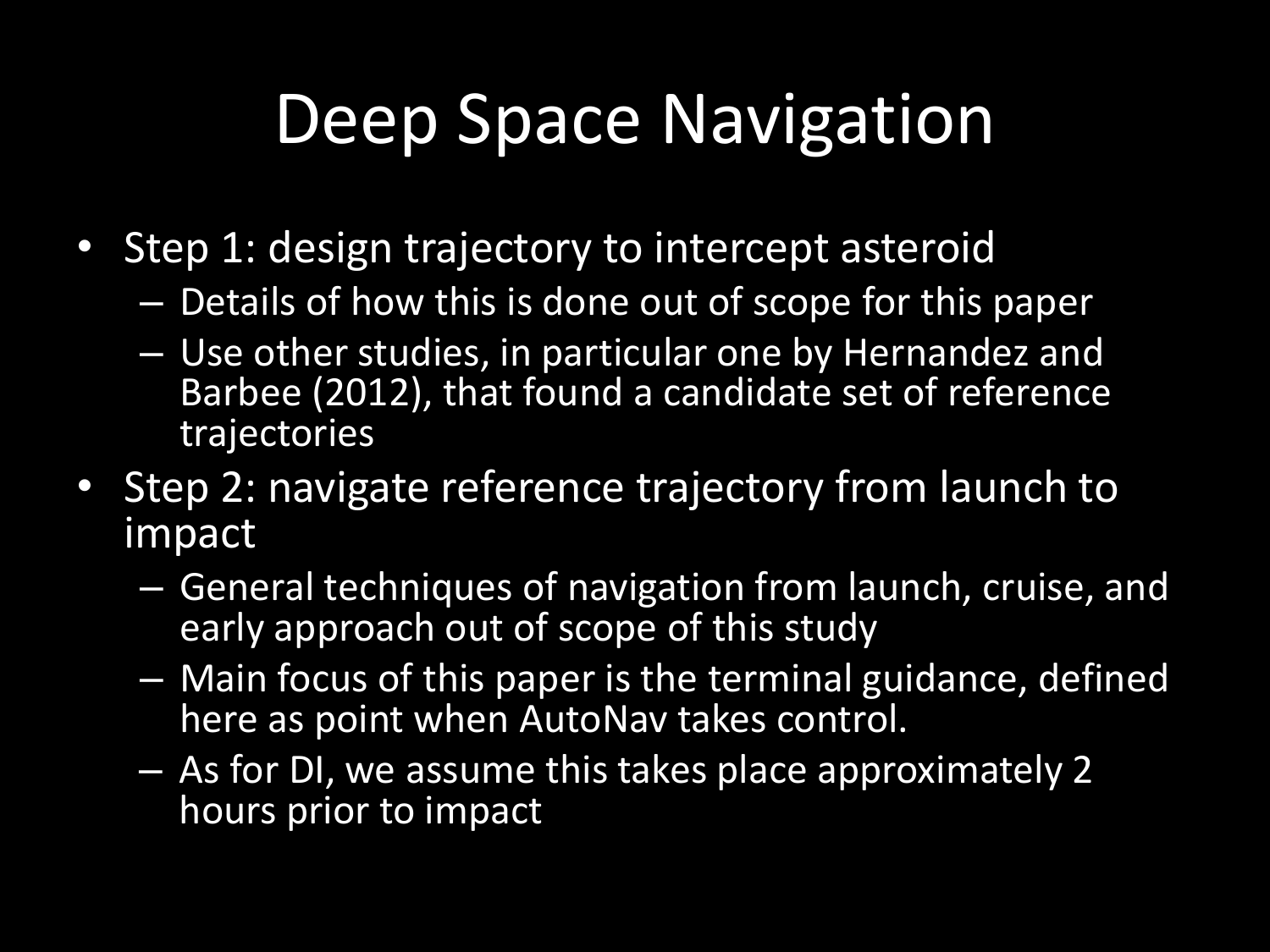# Deep Space Navigation

- Step 1: design trajectory to intercept asteroid
  - Details of how this is done out of scope for this paper
  - Use other studies, in particular one by Hernandez and Barbee (2012), that found a candidate set of reference trajectories
- Step 2: navigate reference trajectory from launch to impact
  - General techniques of navigation from launch, cruise, and early approach out of scope of this study
  - Main focus of this paper is the terminal guidance, defined here as point when AutoNav takes control.
  - As for DI, we assume this takes place approximately 2 hours prior to impact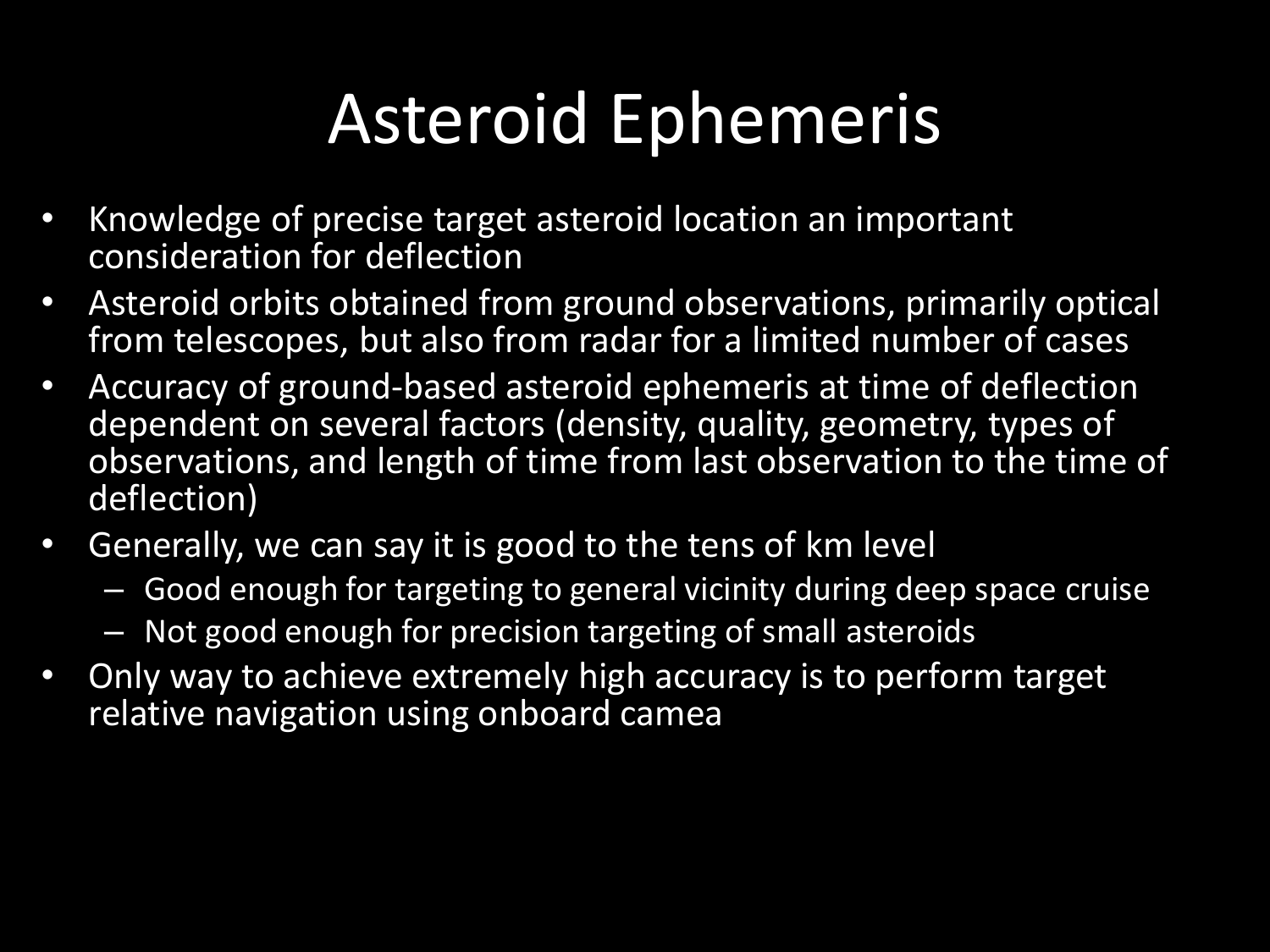# Asteroid Ephemeris

- Knowledge of precise target asteroid location an important consideration for deflection
- Asteroid orbits obtained from ground observations, primarily optical from telescopes, but also from radar for a limited number of cases
- Accuracy of ground-based asteroid ephemeris at time of deflection dependent on several factors (density, quality, geometry, types of observations, and length of time from last observation to the time of deflection)
- Generally, we can say it is good to the tens of km level
  - Good enough for targeting to general vicinity during deep space cruise
  - Not good enough for precision targeting of small asteroids
- Only way to achieve extremely high accuracy is to perform target relative navigation using onboard camea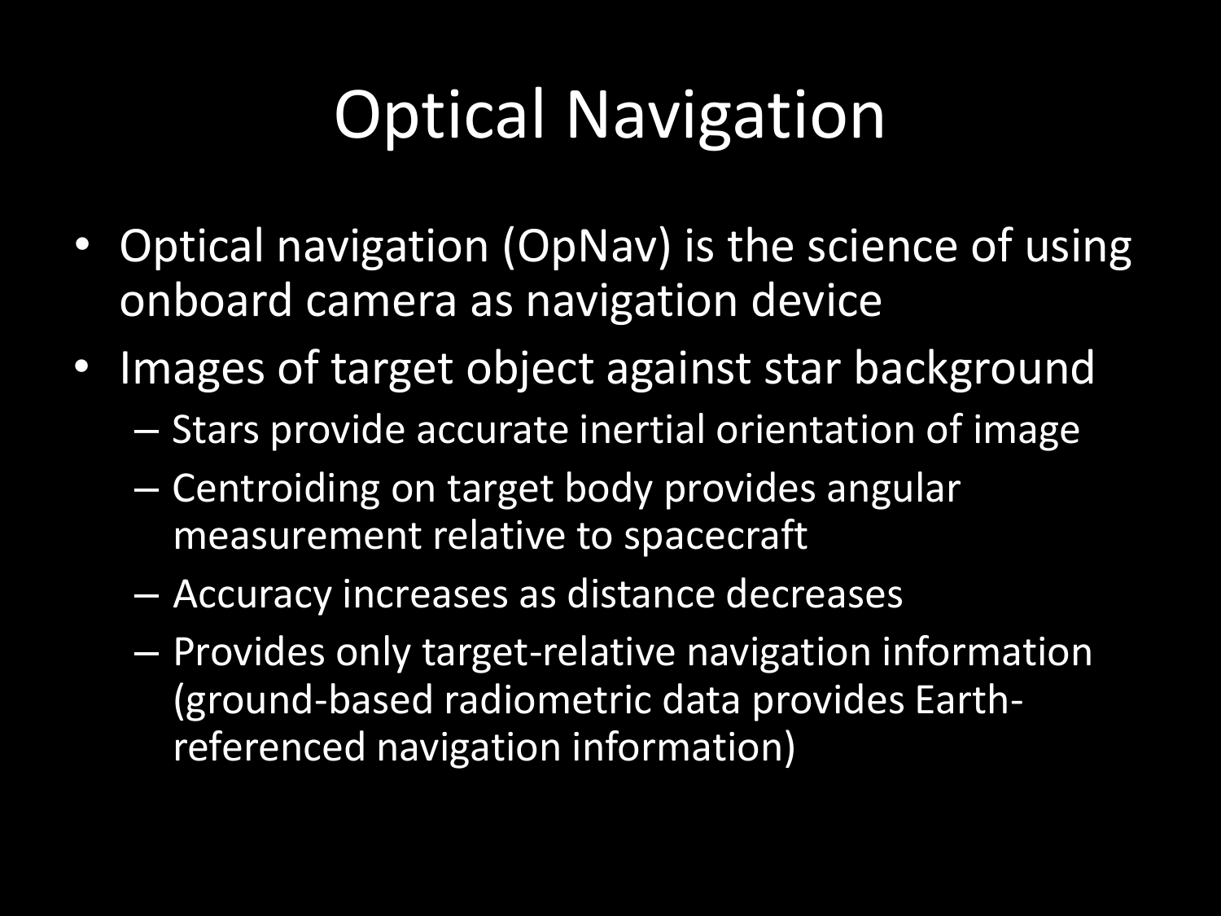# Optical Navigation

- Optical navigation (OpNav) is the science of using onboard camera as navigation device
- Images of target object against star background
  - Stars provide accurate inertial orientation of image
  - Centroiding on target body provides angular measurement relative to spacecraft
  - Accuracy increases as distance decreases
  - Provides only target-relative navigation information (ground-based radiometric data provides Earth-referenced navigation information)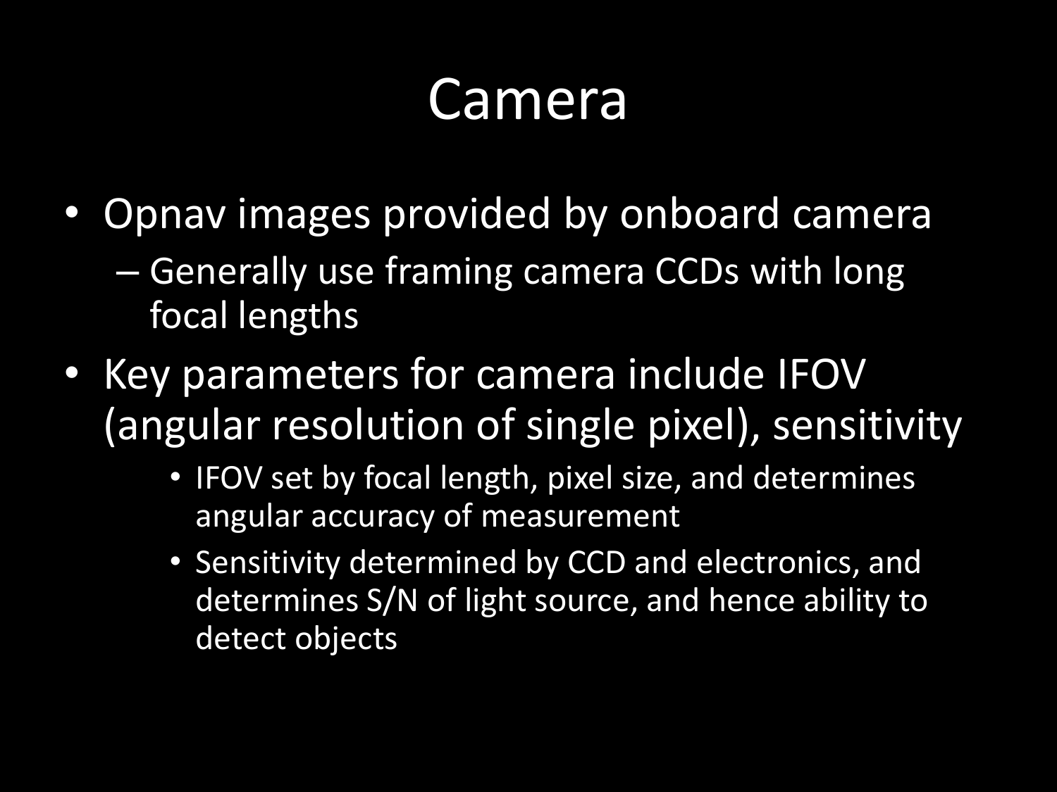# Camera

- Opnav images provided by onboard camera
  - Generally use framing camera CCDs with long focal lengths
- Key parameters for camera include IFOV (angular resolution of single pixel), sensitivity
    - IFOV set by focal length, pixel size, and determines angular accuracy of measurement
    - Sensitivity determined by CCD and electronics, and determines S/N of light source, and hence ability to detect objects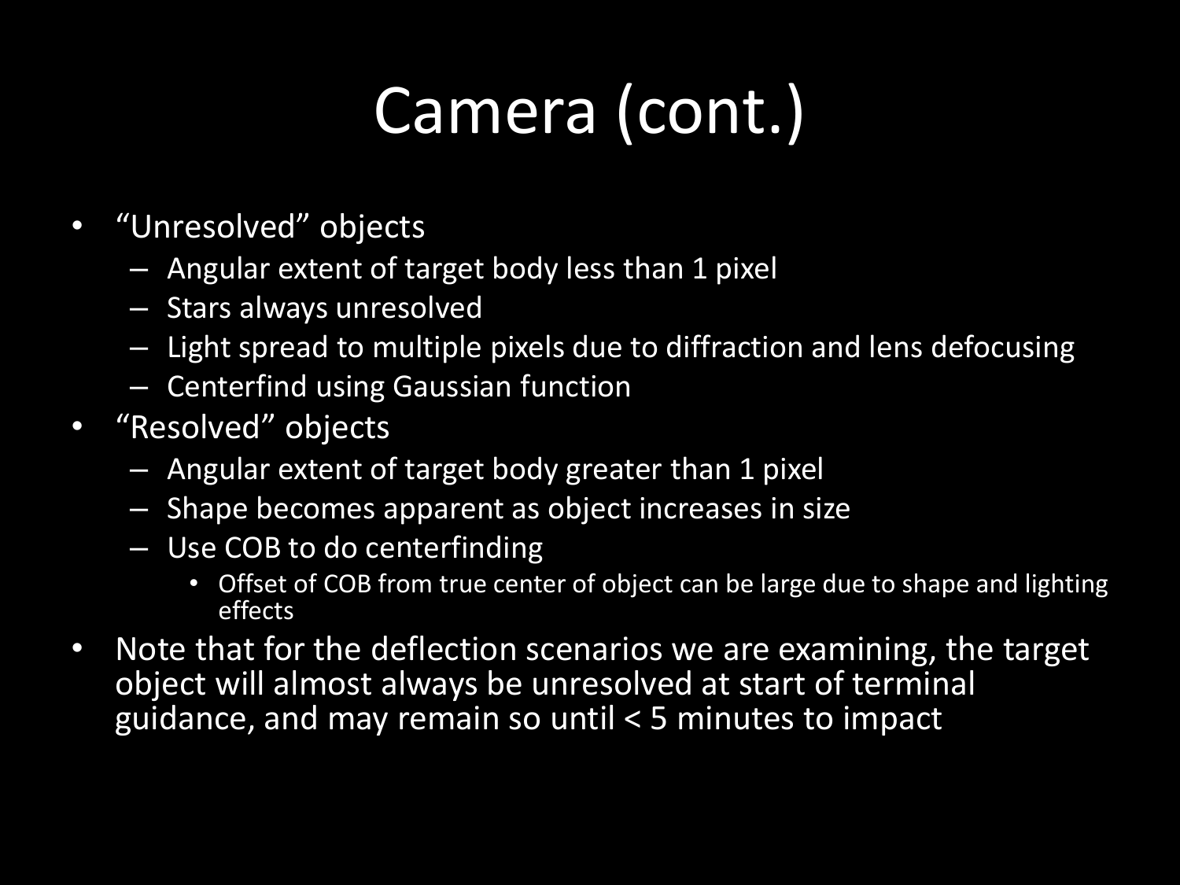# Camera (cont.)

- "Unresolved" objects
  - Angular extent of target body less than 1 pixel
  - Stars always unresolved
  - Light spread to multiple pixels due to diffraction and lens defocusing
  - Centerfind using Gaussian function
- "Resolved" objects
  - Angular extent of target body greater than 1 pixel
  - Shape becomes apparent as object increases in size
  - Use COB to do centerfinding
    - Offset of COB from true center of object can be large due to shape and lighting effects
- Note that for the deflection scenarios we are examining, the target object will almost always be unresolved at start of terminal guidance, and may remain so until < 5 minutes to impact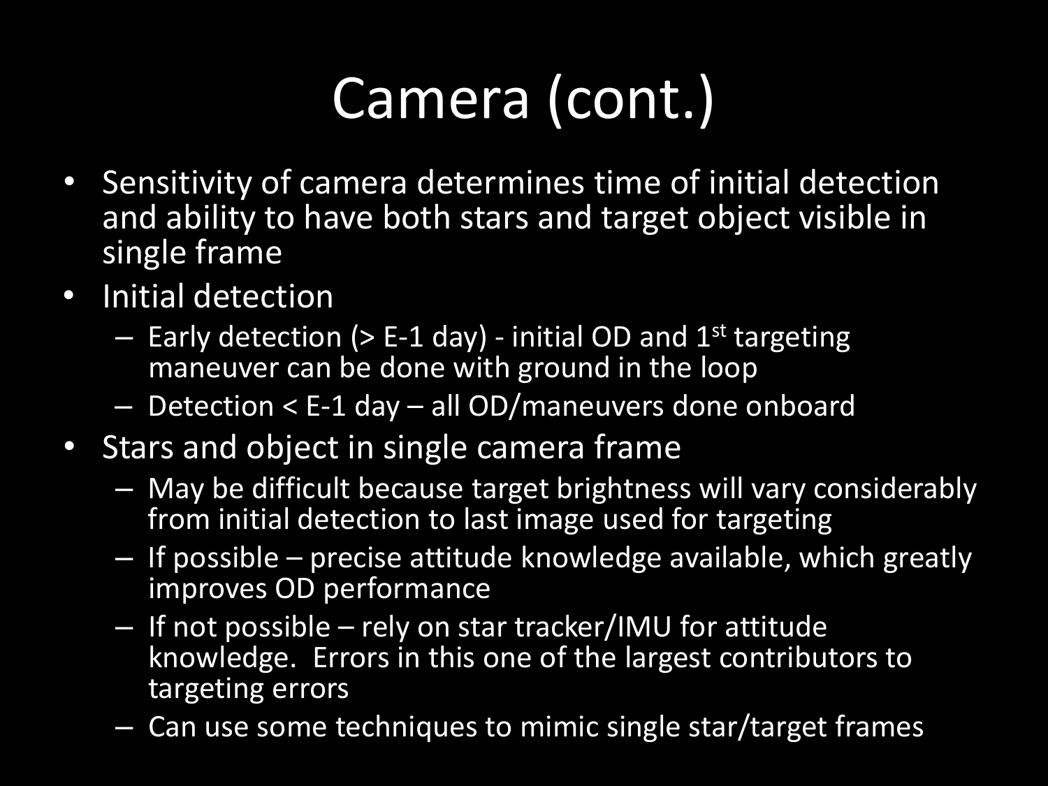# Camera (cont.)

- Sensitivity of camera determines time of initial detection and ability to have both stars and target object visible in single frame
- Initial detection
  - Early detection (> E-1 day) - initial OD and 1st targeting maneuver can be done with ground in the loop
  - Detection < E-1 day – all OD/maneuvers done onboard
- Stars and object in single camera frame
  - May be difficult because target brightness will vary considerably from initial detection to last image used for targeting
  - If possible – precise attitude knowledge available, which greatly improves OD performance
  - If not possible – rely on star tracker/IMU for attitude knowledge. Errors in this one of the largest contributors to targeting errors
  - Can use some techniques to mimic single star/target frames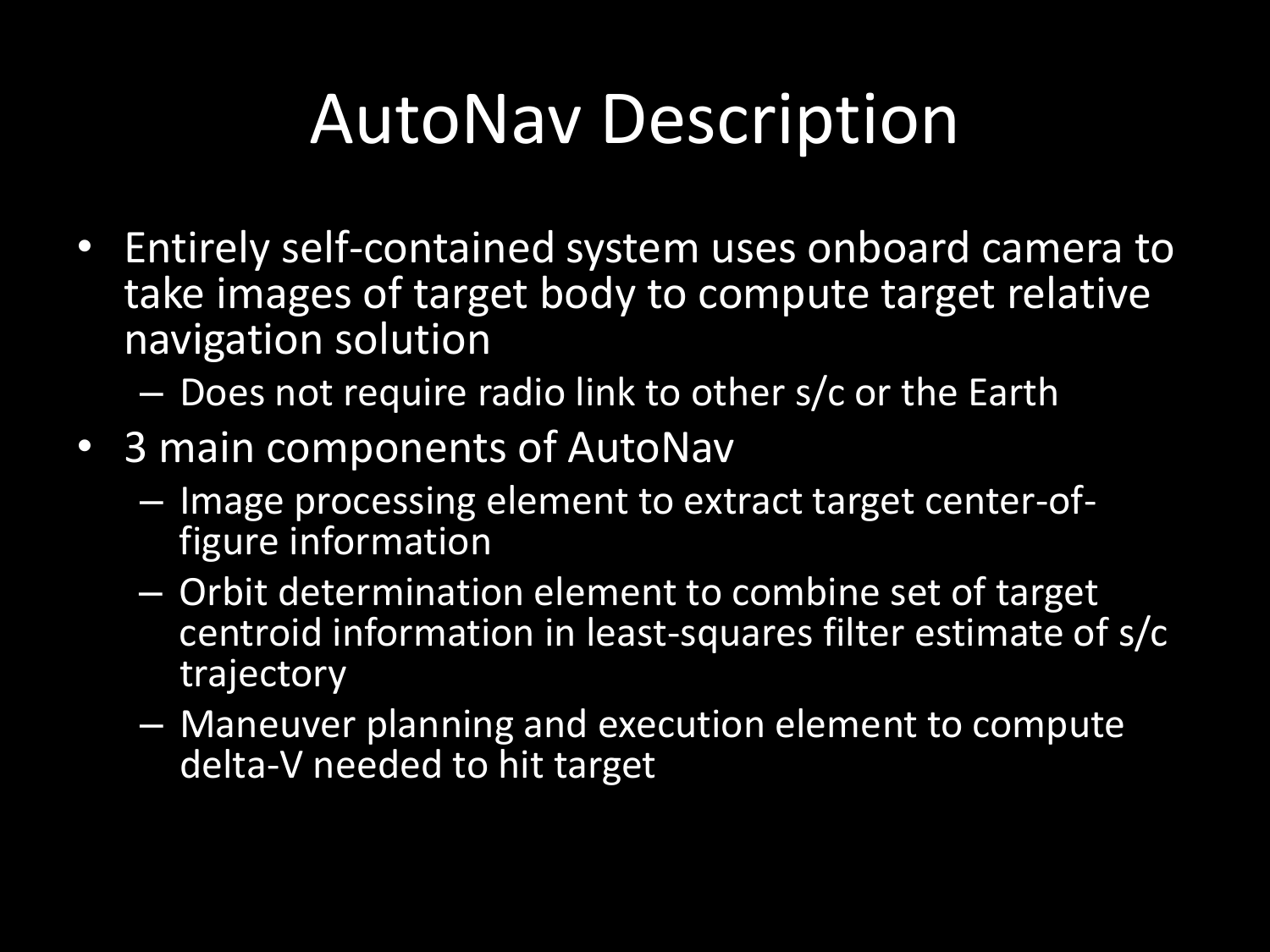# AutoNav Description

- Entirely self-contained system uses onboard camera to take images of target body to compute target relative navigation solution
  - Does not require radio link to other s/c or the Earth
- 3 main components of AutoNav
  - Image processing element to extract target center-of-figure information
  - Orbit determination element to combine set of target centroid information in least-squares filter estimate of s/c trajectory
  - Maneuver planning and execution element to compute delta-V needed to hit target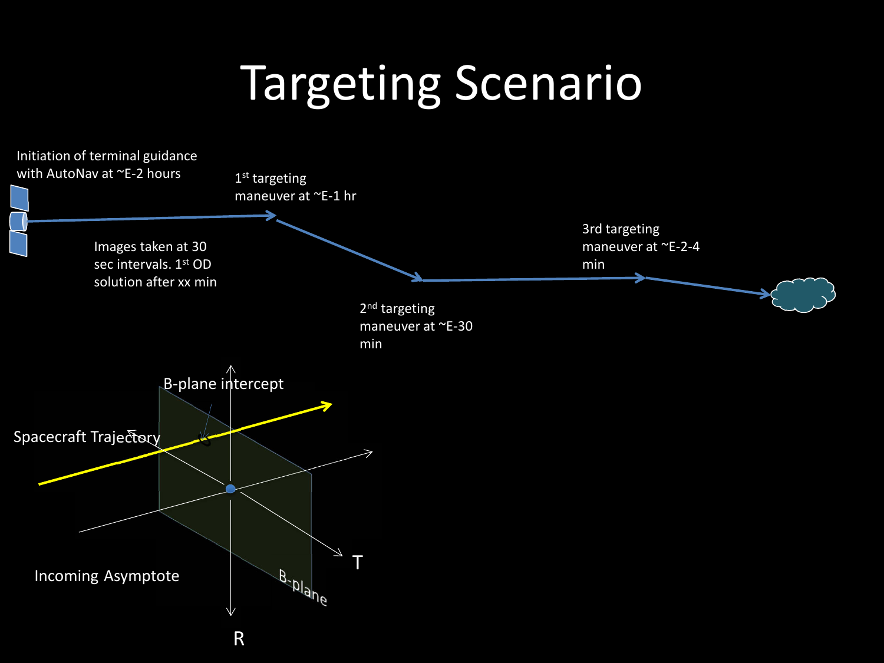# Targeting Scenario

Initiation of terminal guidance with AutoNav at ~E-2 hours

1st targeting maneuver at ~E-1 hr

Images taken at 30 sec intervals. 1st OD solution after xx min

2nd targeting maneuver at ~E-30 min

3rd targeting maneuver at ~E-2-4 min

B-plane intercept

Spacecraft Trajectory

Incoming Asymptote

T

R

B-plane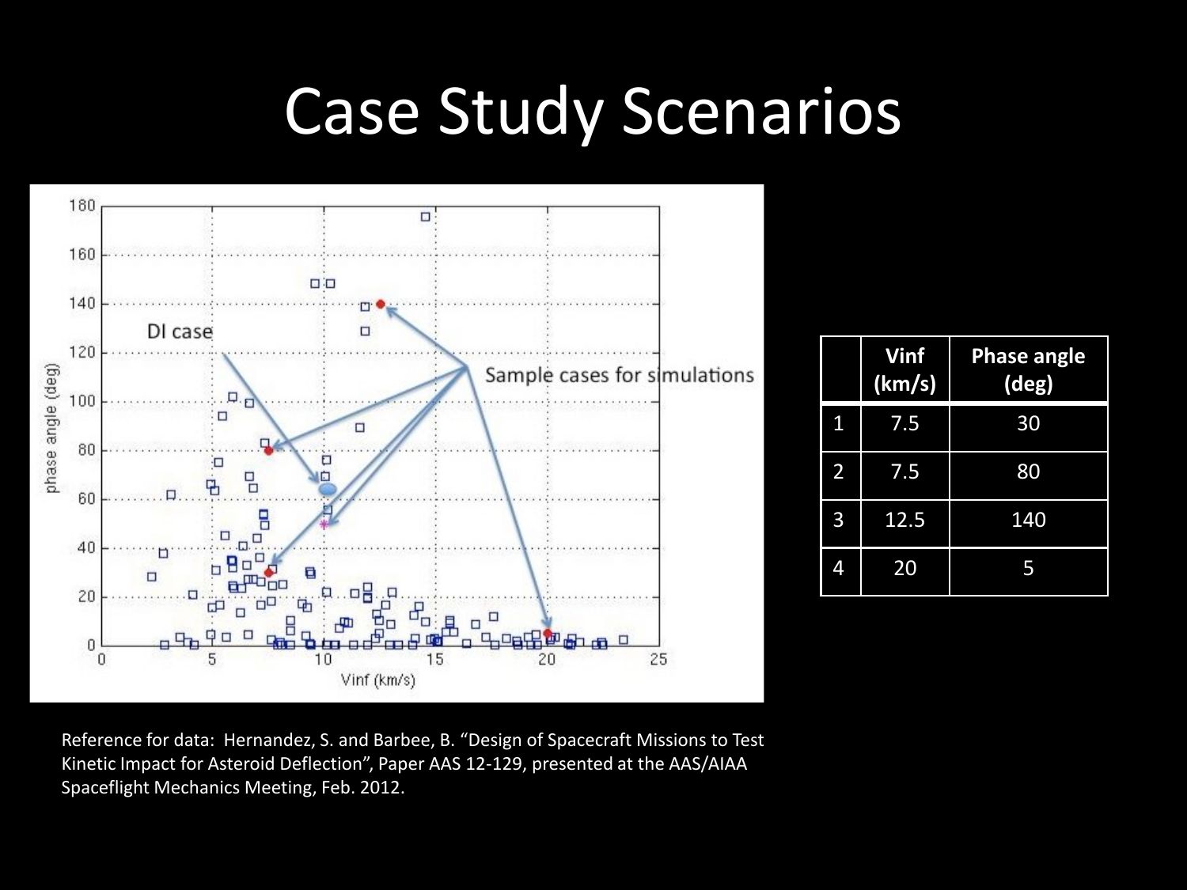# Case Study Scenarios

|   | Vinf (km/s) | Phase angle (deg) |
|---|---|---|
| 1 | 7.5 | 30 |
| 2 | 7.5 | 80 |
| 3 | 12.5 | 140 |
| 4 | 20 | 5 |

Reference for data: Hernandez, S. and Barbee, B. "Design of Spacecraft Missions to Test Kinetic Impact for Asteroid Deflection", Paper AAS 12-129, presented at the AAS/AIAA Spaceflight Mechanics Meeting, Feb. 2012.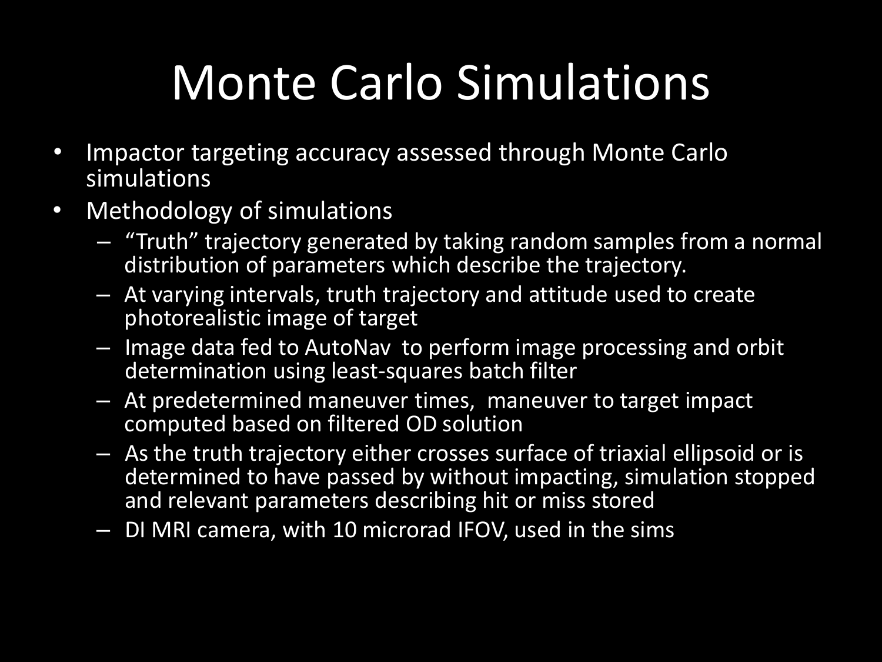# Monte Carlo Simulations

- Impactor targeting accuracy assessed through Monte Carlo simulations
- Methodology of simulations
  - "Truth" trajectory generated by taking random samples from a normal distribution of parameters which describe the trajectory.
  - At varying intervals, truth trajectory and attitude used to create photorealistic image of target
  - Image data fed to AutoNav to perform image processing and orbit determination using least-squares batch filter
  - At predetermined maneuver times, maneuver to target impact computed based on filtered OD solution
  - As the truth trajectory either crosses surface of triaxial ellipsoid or is determined to have passed by without impacting, simulation stopped and relevant parameters describing hit or miss stored
  - DI MRI camera, with 10 microrad IFOV, used in the sims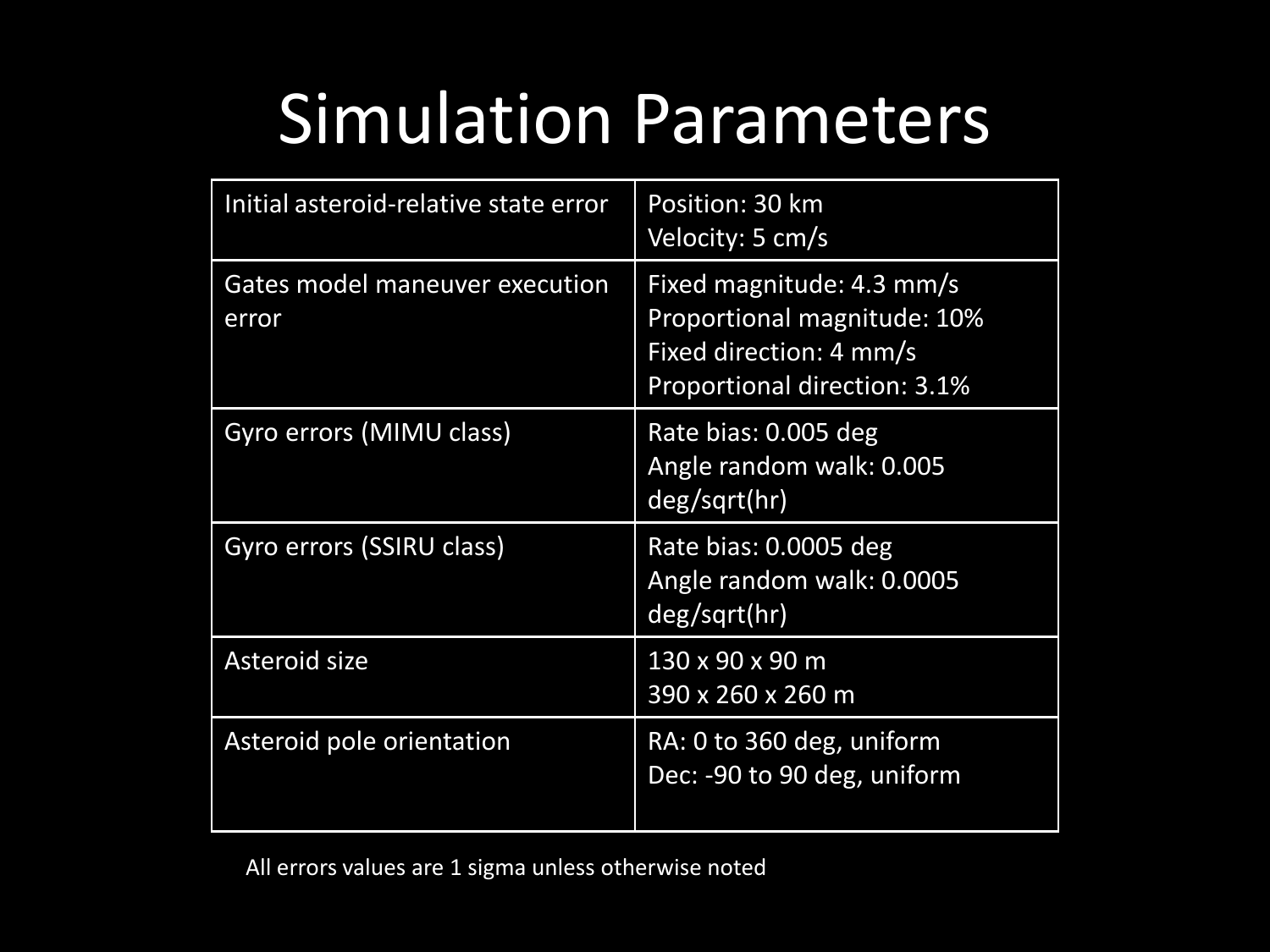# Simulation Parameters

| | |
|---|---|
| Initial asteroid-relative state error | Position: 30 km<br>Velocity: 5 cm/s |
| Gates model maneuver execution error | Fixed magnitude: 4.3 mm/s<br>Proportional magnitude: 10%<br>Fixed direction: 4 mm/s<br>Proportional direction: 3.1% |
| Gyro errors (MIMU class) | Rate bias: 0.005 deg<br>Angle random walk: 0.005 deg/sqrt(hr) |
| Gyro errors (SSIRU class) | Rate bias: 0.0005 deg<br>Angle random walk: 0.0005 deg/sqrt(hr) |
| Asteroid size | 130 x 90 x 90 m<br>390 x 260 x 260 m |
| Asteroid pole orientation | RA: 0 to 360 deg, uniform<br>Dec: -90 to 90 deg, uniform |

All errors values are 1 sigma unless otherwise noted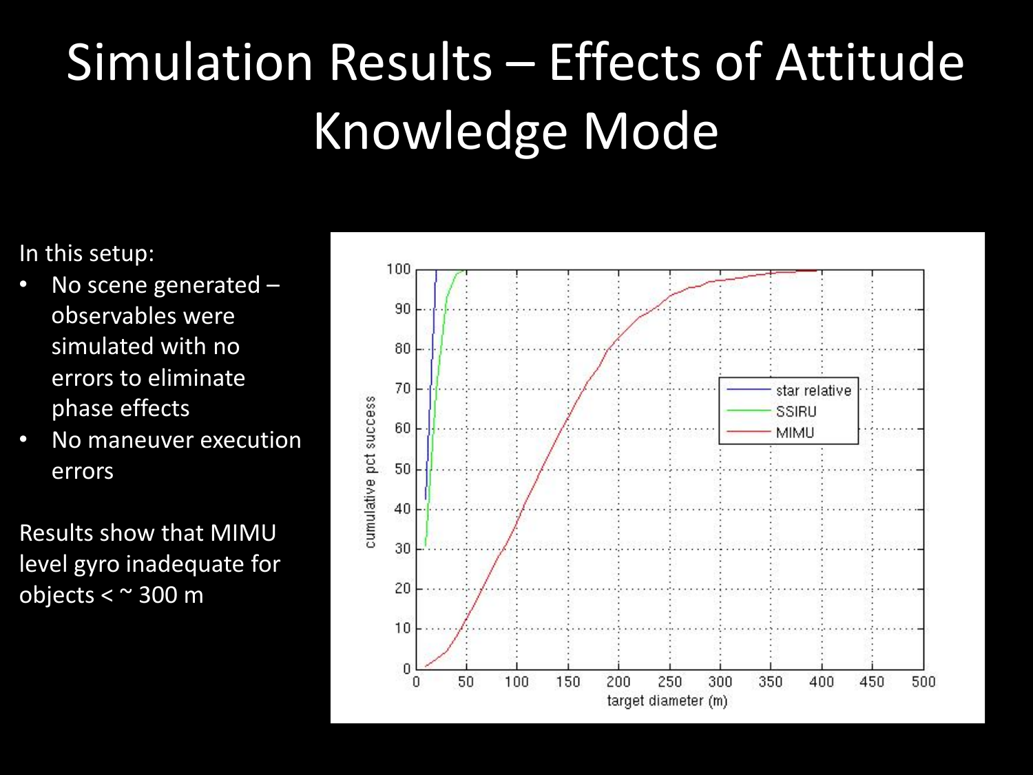# Simulation Results – Effects of Attitude Knowledge Mode

In this setup:

- No scene generated – observables were simulated with no errors to eliminate phase effects
- No maneuver execution errors

Results show that MIMU level gyro inadequate for objects < ~ 300 m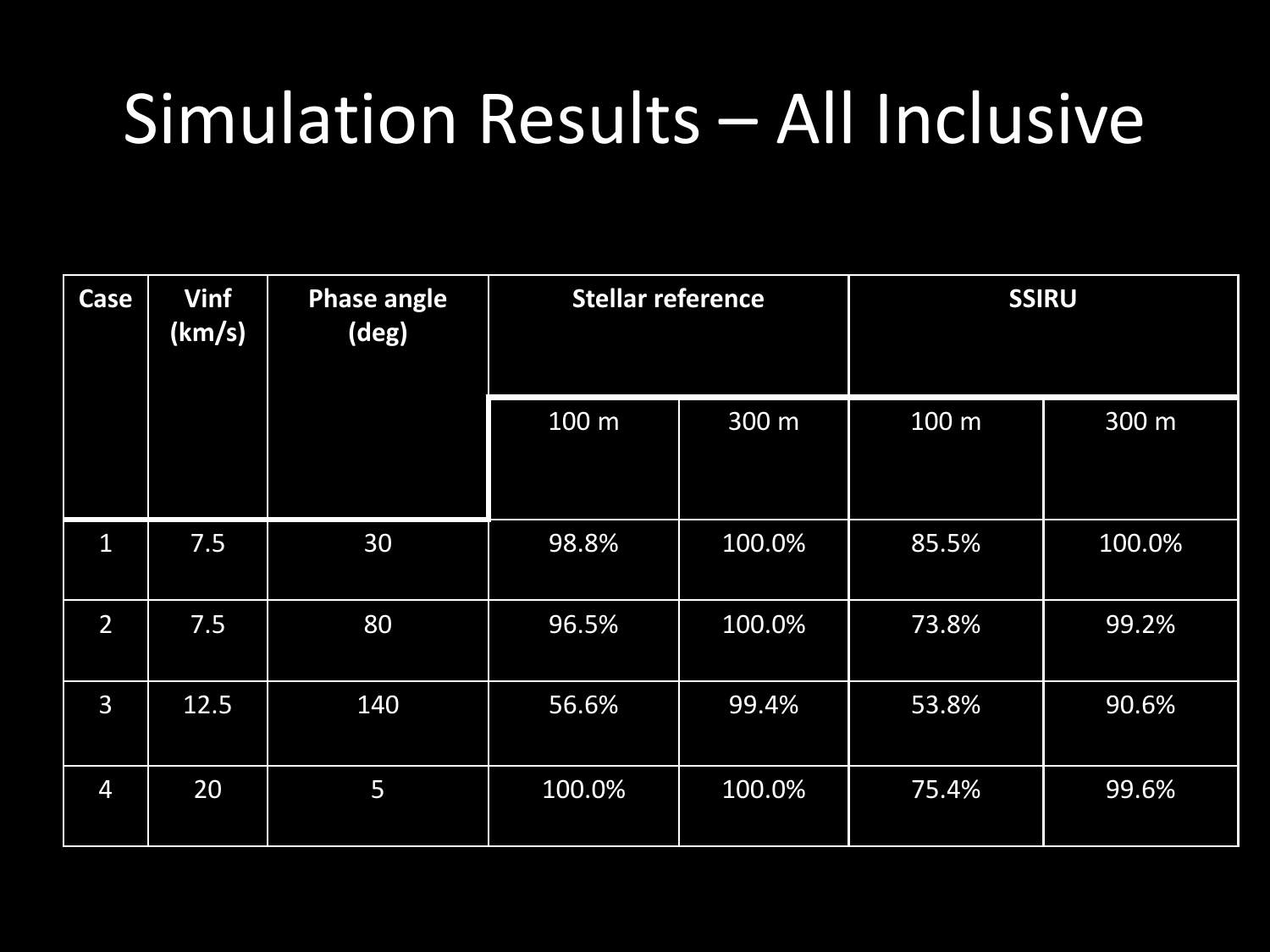# Simulation Results – All Inclusive

| Case | Vinf (km/s) | Phase angle (deg) | Stellar reference | | SSIRU | |
|---|---|---|---|---|---|---|
| | | | 100 m | 300 m | 100 m | 300 m |
| 1 | 7.5 | 30 | 98.8% | 100.0% | 85.5% | 100.0% |
| 2 | 7.5 | 80 | 96.5% | 100.0% | 73.8% | 99.2% |
| 3 | 12.5 | 140 | 56.6% | 99.4% | 53.8% | 90.6% |
| 4 | 20 | 5 | 100.0% | 100.0% | 75.4% | 99.6% |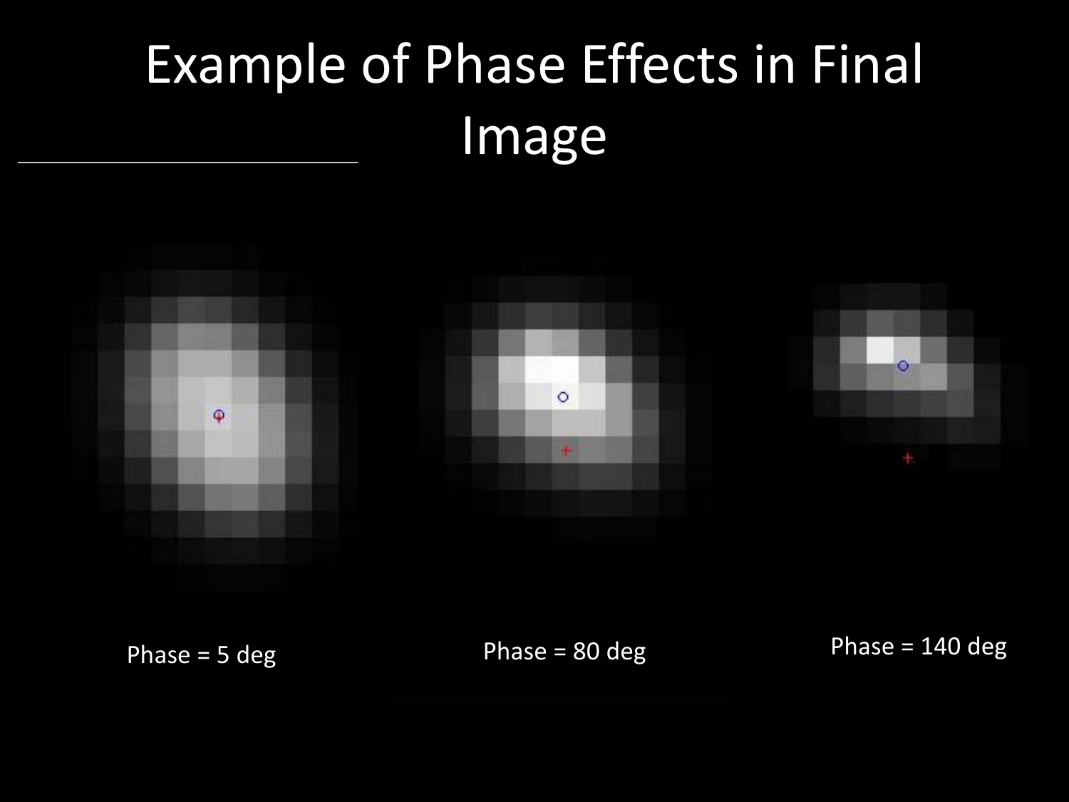# Example of Phase Effects in Final Image

Phase = 5 deg

Phase = 80 deg

Phase = 140 deg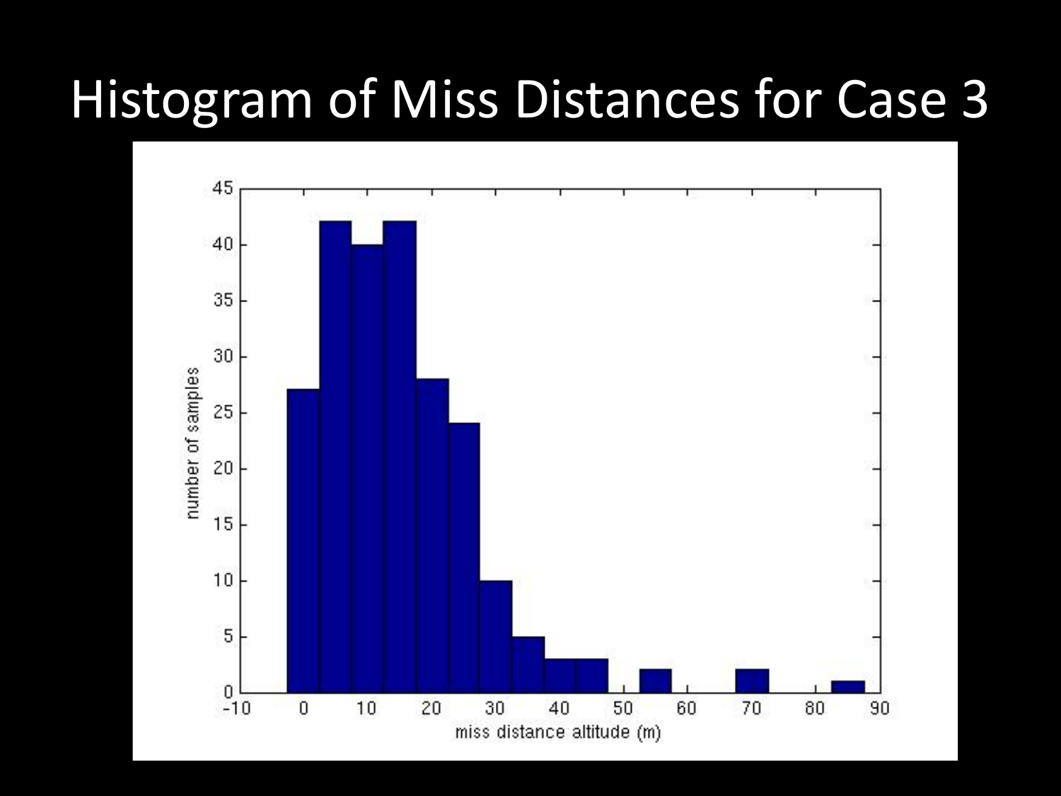# Histogram of Miss Distances for Case 3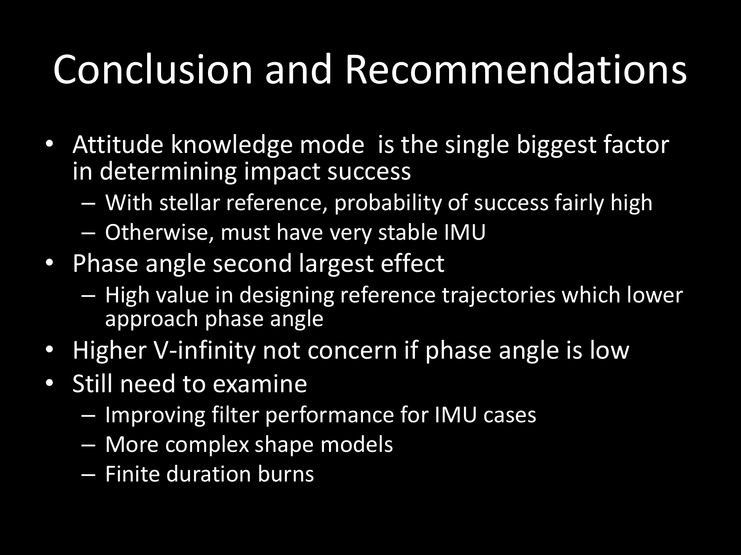# Conclusion and Recommendations

- Attitude knowledge mode  is the single biggest factor in determining impact success
  - With stellar reference, probability of success fairly high
  - Otherwise, must have very stable IMU
- Phase angle second largest effect
  - High value in designing reference trajectories which lower approach phase angle
- Higher V-infinity not concern if phase angle is low
- Still need to examine
  - Improving filter performance for IMU cases
  - More complex shape models
  - Finite duration burns